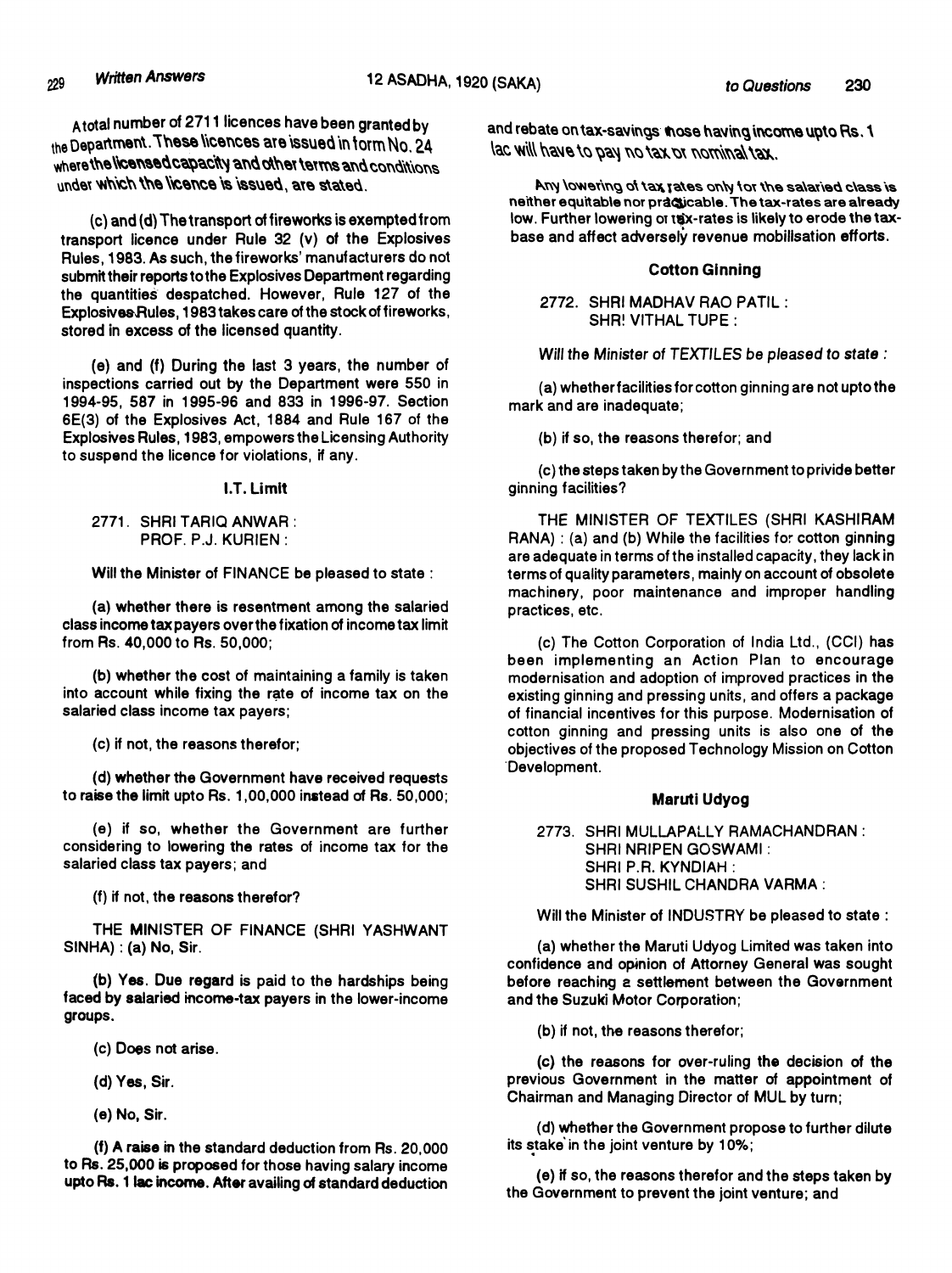A total number of 2711 licences have been granted by the Department. These licences are issued in form No. 24 where the licensed capacity and other terms and conditions under which the licence is issued, are stated.

(c) and (d) The transport of fireworks is exempted from transport licence under Rule 32 (v) of the Explosives Rules, 1983. As such, the fireworks' manufacturers do not submit their reports to the Explosives Department regarding the quantities despatched. However, Rule 127 of the Explosives Rules, 1983 takes care of the stock of fireworks, stored in excess of the licensed quantity.

(e) and (f) During the last 3 years, the number of inspections carried out by the Department were 550 in 1994-95, 587 in 1995-96 and 833 in 1996-97. Section 6E(3) of the Explosives Act, 1884 and Rule 167 of the Explosives Rules, 1983, empowers the Licensing Authority to suspend the licence for violations, if any.

### I.T. Limit

2771. SHRI TARIQ ANWAR :
PROF. P.J. KURIEN :

Will the Minister of FINANCE be pleased to state :

(a) whether there is resentment among the salaried class income tax payers over the fixation of income tax limit from Rs. 40,000 to Rs. 50,000;

(b) whether the cost of maintaining a family is taken into account while fixing the rate of income tax on the salaried class income tax payers;

(c) if not, the reasons therefor;

(d) whether the Government have received requests to raise the limit upto Rs. 1,00,000 instead of Rs. 50,000;

(e) if so, whether the Government are further considering to lowering the rates of income tax for the salaried class tax payers; and

(f) if not, the reasons therefor?

THE MINISTER OF FINANCE (SHRI YASHWANT SINHA) : (a) No, Sir.

(b) Yes. Due regard is paid to the hardships being faced by salaried income-tax payers in the lower-income groups.

(c) Does not arise.

(d) Yes, Sir.

(e) No, Sir.

(f) A raise in the standard deduction from Rs. 20,000 to Rs. 25,000 is proposed for those having salary income upto Rs. 1 lac income. After availing of standard deduction and rebate on tax-savings those having income upto Rs. 1 lac will have to pay no tax or nominal tax.

Any lowering of tax rates only for the salaried class is neither equitable nor practicable. The tax-rates are already low. Further lowering of tax-rates is likely to erode the tax-base and affect adversely revenue mobilisation efforts.

### Cotton Ginning

2772. SHRI MADHAV RAO PATIL :
SHRI VITHAL TUPE :

Will the Minister of TEXTILES be pleased to state :

(a) whether facilities for cotton ginning are not upto the mark and are inadequate;

(b) if so, the reasons therefor; and

(c) the steps taken by the Government to privide better ginning facilities?

THE MINISTER OF TEXTILES (SHRI KASHIRAM RANA) : (a) and (b) While the facilities for cotton ginning are adequate in terms of the installed capacity, they lack in terms of quality parameters, mainly on account of obsolete machinery, poor maintenance and improper handling practices, etc.

(c) The Cotton Corporation of India Ltd., (CCI) has been implementing an Action Plan to encourage modernisation and adoption of improved practices in the existing ginning and pressing units, and offers a package of financial incentives for this purpose. Modernisation of cotton ginning and pressing units is also one of the objectives of the proposed Technology Mission on Cotton Development.

### Maruti Udyog

2773. SHRI MULLAPALLY RAMACHANDRAN :
SHRI NRIPEN GOSWAMI :
SHRI P.R. KYNDIAH :
SHRI SUSHIL CHANDRA VARMA :

Will the Minister of INDUSTRY be pleased to state :

(a) whether the Maruti Udyog Limited was taken into confidence and opinion of Attorney General was sought before reaching a settlement between the Government and the Suzuki Motor Corporation;

(b) if not, the reasons therefor;

(c) the reasons for over-ruling the decision of the previous Government in the matter of appointment of Chairman and Managing Director of MUL by turn;

(d) whether the Government propose to further dilute its stake in the joint venture by 10%;

(e) if so, the reasons therefor and the steps taken by the Government to prevent the joint venture; and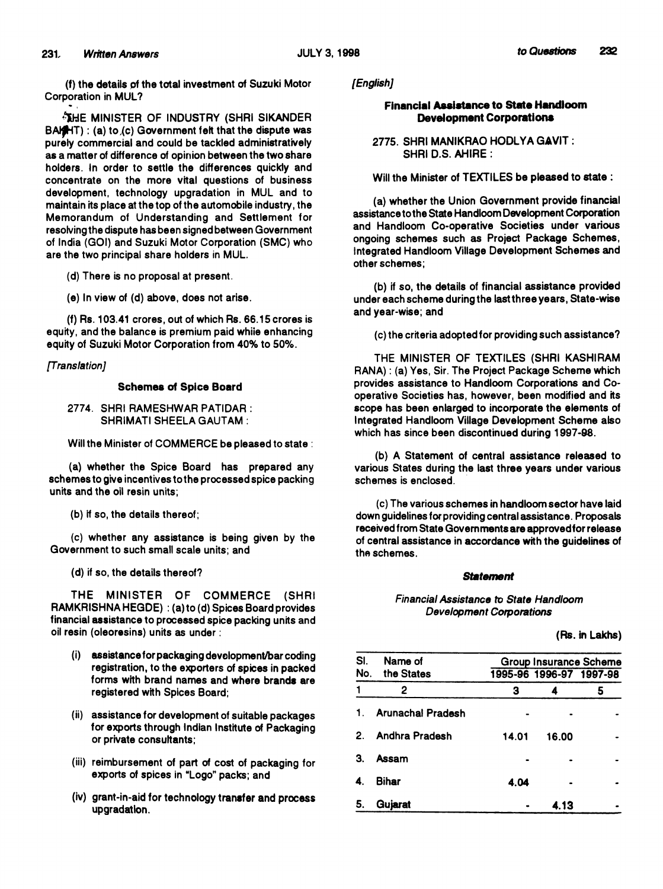(f) the details of the total investment of Suzuki Motor Corporation in MUL?

THE MINISTER OF INDUSTRY (SHRI SIKANDER BAKHT) : (a) to (c) Government felt that the dispute was purely commercial and could be tackled administratively as a matter of difference of opinion between the two share holders. In order to settle the differences quickly and concentrate on the more vital questions of business development, technology upgradation in MUL and to maintain its place at the top of the automobile industry, the Memorandum of Understanding and Settlement for resolving the dispute has been signed between Government of India (GOI) and Suzuki Motor Corporation (SMC) who are the two principal share holders in MUL.

(d) There is no proposal at present.

(e) In view of (d) above, does not arise.

(f) Rs. 103.41 crores, out of which Rs. 66.15 crores is equity, and the balance is premium paid while enhancing equity of Suzuki Motor Corporation from 40% to 50%.

*[Translation]*

### Schemes of Spice Board

2774. SHRI RAMESHWAR PATIDAR :
SHRIMATI SHEELA GAUTAM :

Will the Minister of COMMERCE be pleased to state :

(a) whether the Spice Board has prepared any schemes to give incentives to the processed spice packing units and the oil resin units;

(b) if so, the details thereof;

(c) whether any assistance is being given by the Government to such small scale units; and

(d) if so, the details thereof?

THE MINISTER OF COMMERCE (SHRI RAMKRISHNA HEGDE) : (a) to (d) Spices Board provides financial assistance to processed spice packing units and oil resin (oleoresins) units as under :

(i) assistance for packaging development/bar coding registration, to the exporters of spices in packed forms with brand names and where brands are registered with Spices Board;

(ii) assistance for development of suitable packages for exports through Indian Institute of Packaging or private consultants;

(iii) reimbursement of part of cost of packaging for exports of spices in "Logo" packs; and

(iv) grant-in-aid for technology transfer and process upgradation.

*[English]*

### Financial Assistance to State Handloom Development Corporations

2775. SHRI MANIKRAO HODLYA GAVIT :
SHRI D.S. AHIRE :

Will the Minister of TEXTILES be pleased to state :

(a) whether the Union Government provide financial assistance to the State Handloom Development Corporation and Handloom Co-operative Societies under various ongoing schemes such as Project Package Schemes, Integrated Handloom Village Development Schemes and other schemes;

(b) if so, the details of financial assistance provided under each scheme during the last three years, State-wise and year-wise; and

(c) the criteria adopted for providing such assistance?

THE MINISTER OF TEXTILES (SHRI KASHIRAM RANA) : (a) Yes, Sir. The Project Package Scheme which provides assistance to Handloom Corporations and Co-operative Societies has, however, been modified and its scope has been enlarged to incorporate the elements of Integrated Handloom Village Development Scheme also which has since been discontinued during 1997-98.

(b) A Statement of central assistance released to various States during the last three years under various schemes is enclosed.

(c) The various schemes in handloom sector have laid down guidelines for providing central assistance. Proposals received from State Governments are approved for release of central assistance in accordance with the guidelines of the schemes.

#### *Statement*

*Financial Assistance to State Handloom Development Corporations*

(Rs. in Lakhs)

| Sl. No. | Name of the States | Group Insurance Scheme | | |
|---|---|---|---|---|
| | | 1995-96 | 1996-97 | 1997-98 |
| 1 | 2 | 3 | 4 | 5 |
| 1. | Arunachal Pradesh | - | - | - |
| 2. | Andhra Pradesh | 14.01 | 16.00 | - |
| 3. | Assam | - | - | - |
| 4. | Bihar | 4.04 | - | - |
| 5. | Gujarat | - | 4.13 | - |